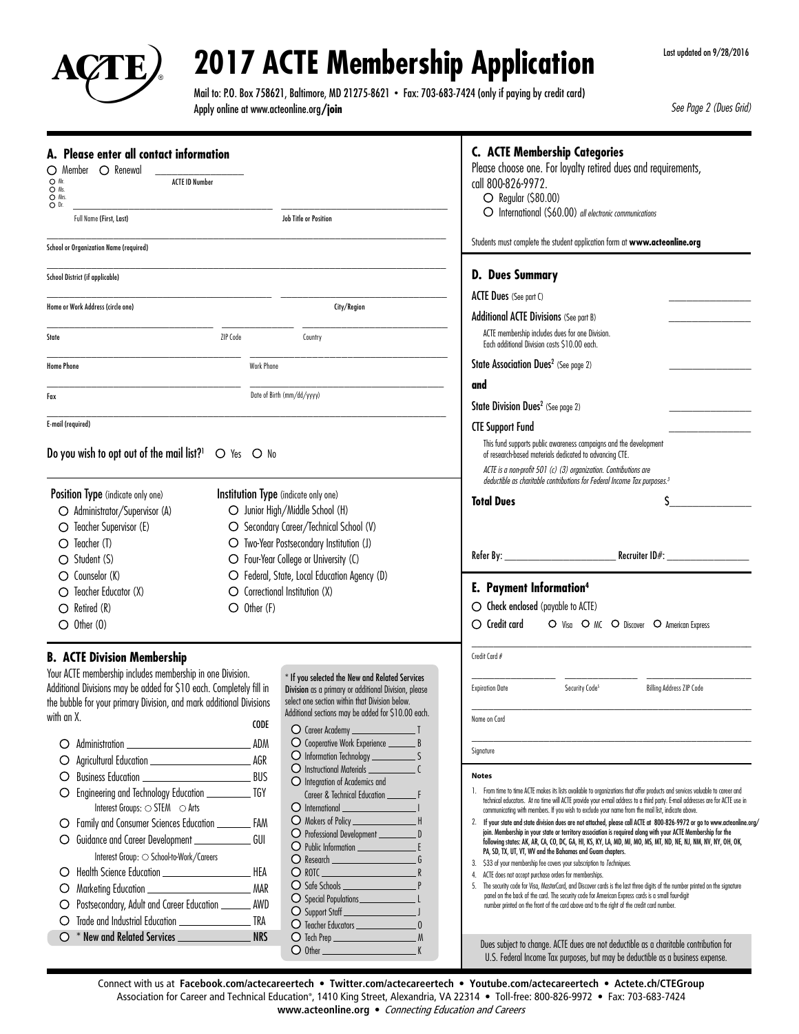# 2017 ACTE Membership Application

Last updated on 9/28/2016

Mail to: P.O. Box 758621, Baltimore, MD 21275-8621 • Fax: 703-683-7424 (only if paying by credit card)
Apply online at www.acteonline.org/**join**

*See Page 2 (Dues Grid)*

## A. Please enter all contact information

○ Member ○ Renewal ________________ ACTE ID Number

○ Mr. ○ Ms. ○ Mrs. ○ Dr.

Full Name (First, Last) ________________ Job Title or Position ________________

School or Organization Name (required) ________________

School District (if applicable) ________________

Home or Work Address (circle one) ________________ City/Region ________________

State ________________ ZIP Code ________________ Country ________________

Home Phone ________________ Work Phone ________________

Fax ________________ Date of Birth (mm/dd/yyyy) ________________

E-mail (required) ________________

**Do you wish to opt out of the mail list?[1]** ○ Yes ○ No

**Position Type** (indicate only one)

- ○ Administrator/Supervisor (A)
- ○ Teacher Supervisor (E)
- ○ Teacher (T)
- ○ Student (S)
- ○ Counselor (K)
- ○ Teacher Educator (X)
- ○ Retired (R)
- ○ Other (O)

**Institution Type** (indicate only one)

- ○ Junior High/Middle School (H)
- ○ Secondary Career/Technical School (V)
- ○ Two-Year Postsecondary Institution (J)
- ○ Four-Year College or University (C)
- ○ Federal, State, Local Education Agency (D)
- ○ Correctional Institution (X)
- ○ Other (F)

## B. ACTE Division Membership

Your ACTE membership includes membership in one Division. Additional Divisions may be added for $10 each. Completely fill in the bubble for your primary Division, and mark additional Divisions with an X.

| Division | CODE |
|---|---|
| ○ Administration | ADM |
| ○ Agricultural Education | AGR |
| ○ Business Education | BUS |
| ○ Engineering and Technology Education (Interest Groups: ○ STEM ○ Arts) | TGY |
| ○ Family and Consumer Sciences Education | FAM |
| ○ Guidance and Career Development (Interest Group: ○ School-to-Work/Careers) | GUI |
| ○ Health Science Education | HEA |
| ○ Marketing Education | MAR |
| ○ Postsecondary, Adult and Career Education | AWD |
| ○ Trade and Industrial Education | TRA |
| ○ **\* New and Related Services** | **NRS** |

**\* If you selected the New and Related Services Division as a primary or additional Division, please select one section within that Division below.** Additional sections may be added for $10.00 each.

| Section | Code |
|---|---|
| ○ Career Academy | T |
| ○ Cooperative Work Experience | B |
| ○ Information Technology | S |
| ○ Instructional Materials | C |
| ○ Integration of Academics and Career & Technical Education | F |
| ○ International | I |
| ○ Makers of Policy | H |
| ○ Professional Development | D |
| ○ Public Information | E |
| ○ Research | G |
| ○ ROTC | R |
| ○ Safe Schools | P |
| ○ Special Populations | L |
| ○ Support Staff | J |
| ○ Teacher Educators | O |
| ○ Tech Prep | M |
| ○ Other | K |

## C. ACTE Membership Categories

Please choose one. For loyalty retired dues and requirements, call 800-826-9972.

- ○ Regular ($80.00)
- ○ International ($60.00) *all electronic communications*

Students must complete the student application form at **www.acteonline.org**

## D. Dues Summary

ACTE Dues (See part C) ________________

Additional ACTE Divisions (See part B) ________________

ACTE membership includes dues for one Division. Each additional Division costs $10.00 each.

State Association Dues[2] (See page 2) ________________

**and**

State Division Dues[2] (See page 2) ________________

CTE Support Fund ________________

This fund supports public awareness campaigns and the development of research-based materials dedicated to advancing CTE.

*ACTE is a non-profit 501 (c) (3) organization. Contributions are deductible as charitable contributions for Federal Income Tax purposes.[3]*

**Total Dues** $________________

Refer By: ________________ Recruiter ID#: ________________

## E. Payment Information[4]

○ **Check enclosed** (payable to ACTE)

○ **Credit card** ○ Visa ○ MC ○ Discover ○ American Express

Credit Card # ________________

Expiration Date ________________ Security Code[5] ________________ Billing Address ZIP Code ________________

Name on Card ________________

Signature ________________

**Notes**

1. From time to time ACTE makes its lists available to organizations that offer products and services valuable to career and technical educators. At no time will ACTE provide your e-mail address to a third party. E-mail addresses are for ACTE use in communicating with members. If you wish to exclude your name from the mail list, indicate above.
2. **If your state and state division dues are not attached, please call ACTE at 800-826-9972 or go to www.acteonline.org/join. Membership in your state or territory association is required along with your ACTE Membership for the following states: AK, AR, CA, CO, DC, GA, HI, KS, KY, LA, MD, MI, MO, MS, MT, ND, NE, NJ, NM, NV, NY, OH, OK, PA, SD, TX, UT, VT, WV and the Bahamas and Guam chapters.**
3. $33 of your membership fee covers your subscription to *Techniques.*
4. ACTE does not accept purchase orders for memberships.
5. The security code for Visa, MasterCard, and Discover cards is the last three digits of the number printed on the signature panel on the back of the card. The security code for American Express cards is a small four-digit number printed on the front of the card above and to the right of the credit card number.

Dues subject to change. ACTE dues are not deductible as a charitable contribution for U.S. Federal Income Tax purposes, but may be deductible as a business expense.

Connect with us at **Facebook.com/actecareertech • Twitter.com/actecareertech • Youtube.com/actecareertech • Actete.ch/CTEGroup**
Association for Career and Technical Education®, 1410 King Street, Alexandria, VA 22314 • Toll-free: 800-826-9972 • Fax: 703-683-7424
**www.acteonline.org** • *Connecting Education and Careers*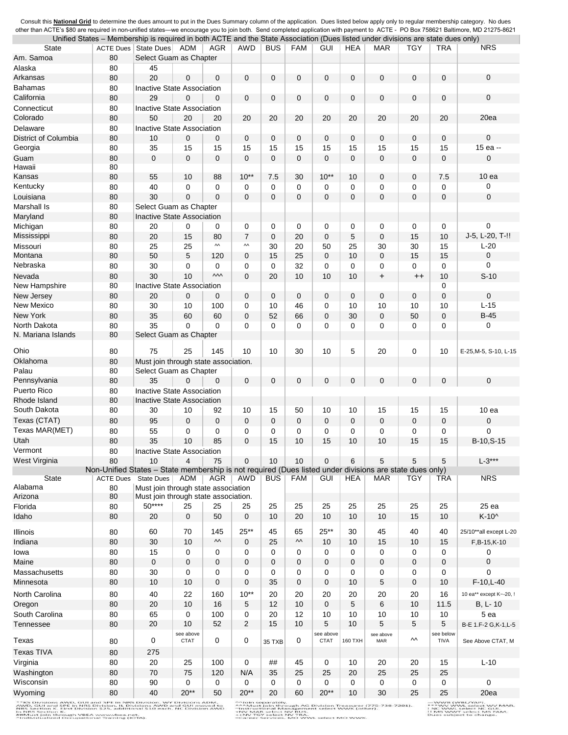Consult this **National Grid** to determine the dues amount to put in the Dues Summary column of the application. Dues listed below apply only to regular membership category. No dues other than ACTE's $80 are required in non-unified states—we encourage you to join both. Send completed application with payment to ACTE - PO Box 758621 Baltimore, MD 21275-8621

**Unified States – Membership is required in both ACTE and the State Association (Dues listed under divisions are state dues only)**

| State | ACTE Dues | State Dues | ADM | AGR | AWD | BUS | FAM | GUI | HEA | MAR | TGY | TRA | NRS |
|---|---|---|---|---|---|---|---|---|---|---|---|---|---|
| Am. Samoa | 80 | Select Guam as Chapter | | | | | | | | | | | |
| Alaska | 80 | 45 | | | | | | | | | | | |
| Arkansas | 80 | 20 | 0 | 0 | 0 | 0 | 0 | 0 | 0 | 0 | 0 | 0 | 0 |
| Bahamas | 80 | Inactive State Association | | | | | | | | | | | |
| California | 80 | 29 | 0 | 0 | 0 | 0 | 0 | 0 | 0 | 0 | 0 | 0 | 0 |
| Connecticut | 80 | Inactive State Association | | | | | | | | | | | |
| Colorado | 80 | 50 | 20 | 20 | 20 | 20 | 20 | 20 | 20 | 20 | 20 | 20 | 20ea |
| Delaware | 80 | Inactive State Association | | | | | | | | | | | |
| District of Columbia | 80 | 10 | 0 | 0 | 0 | 0 | 0 | 0 | 0 | 0 | 0 | 0 | 0 |
| Georgia | 80 | 35 | 15 | 15 | 15 | 15 | 15 | 15 | 15 | 15 | 15 | 15 | 15 ea -- |
| Guam | 80 | 0 | 0 | 0 | 0 | 0 | 0 | 0 | 0 | 0 | 0 | 0 | 0 |
| Hawaii | 80 | | | | | | | | | | | | |
| Kansas | 80 | 55 | 10 | 88 | 10** | 7.5 | 30 | 10** | 10 | 0 | 0 | 7.5 | 10 ea |
| Kentucky | 80 | 40 | 0 | 0 | 0 | 0 | 0 | 0 | 0 | 0 | 0 | 0 | 0 |
| Louisiana | 80 | 30 | 0 | 0 | 0 | 0 | 0 | 0 | 0 | 0 | 0 | 0 | 0 |
| Marshall Is | 80 | Select Guam as Chapter | | | | | | | | | | | |
| Maryland | 80 | Inactive State Association | | | | | | | | | | | |
| Michigan | 80 | 20 | 0 | 0 | 0 | 0 | 0 | 0 | 0 | 0 | 0 | 0 | 0 |
| Mississippi | 80 | 20 | 15 | 80 | 7 | 0 | 20 | 0 | 5 | 0 | 15 | 10 | J-5, L-20, T-!! |
| Missouri | 80 | 25 | 25 | ^^ | ^^ | 30 | 20 | 50 | 25 | 30 | 30 | 15 | L-20 |
| Montana | 80 | 50 | 5 | 120 | 0 | 15 | 25 | 0 | 10 | 0 | 15 | 15 | 0 |
| Nebraska | 80 | 30 | 0 | 0 | 0 | 0 | 32 | 0 | 0 | 0 | 0 | 0 | 0 |
| Nevada | 80 | 30 | 10 | ^^^ | 0 | 20 | 10 | 10 | 10 | + | ++ | 10 | S-10 |
| New Hampshire | 80 | Inactive State Association | | | | | | | | | | 0 | |
| New Jersey | 80 | 20 | 0 | 0 | 0 | 0 | 0 | 0 | 0 | 0 | 0 | 0 | 0 |
| New Mexico | 80 | 30 | 10 | 100 | 0 | 10 | 46 | 0 | 10 | 10 | 10 | 10 | L-15 |
| New York | 80 | 35 | 60 | 60 | 0 | 52 | 66 | 0 | 30 | 0 | 50 | 0 | B-45 |
| North Dakota | 80 | 35 | 0 | 0 | 0 | 0 | 0 | 0 | 0 | 0 | 0 | 0 | 0 |
| N. Mariana Islands | 80 | Select Guam as Chapter | | | | | | | | | | | |
| Ohio | 80 | 75 | 25 | 145 | 10 | 10 | 30 | 10 | 5 | 20 | 0 | 10 | E-25,M-5, S-10, L-15 |
| Oklahoma | 80 | Must join through state association. | | | | | | | | | | | |
| Palau | 80 | Select Guam as Chapter | | | | | | | | | | | |
| Pennsylvania | 80 | 35 | 0 | 0 | 0 | 0 | 0 | 0 | 0 | 0 | 0 | 0 | 0 |
| Puerto Rico | 80 | Inactive State Association | | | | | | | | | | | |
| Rhode Island | 80 | Inactive State Association | | | | | | | | | | | |
| South Dakota | 80 | 30 | 10 | 92 | 10 | 15 | 50 | 10 | 10 | 15 | 15 | 15 | 10 ea |
| Texas (CTAT) | 80 | 95 | 0 | 0 | 0 | 0 | 0 | 0 | 0 | 0 | 0 | 0 | 0 |
| Texas MAR(MET) | 80 | 55 | 0 | 0 | 0 | 0 | 0 | 0 | 0 | 0 | 0 | 0 | 0 |
| Utah | 80 | 35 | 10 | 85 | 0 | 15 | 10 | 15 | 10 | 10 | 15 | 15 | B-10,S-15 |
| Vermont | 80 | Inactive State Association | | | | | | | | | | | |
| West Virginia | 80 | 10 | 4 | 75 | 0 | 10 | 10 | 0 | 6 | 5 | 5 | 5 | L-3*** |

**Non-Unified States – State membership is not required (Dues listed under divisions are state dues only)**

| State | ACTE Dues | State Dues | ADM | AGR | AWD | BUS | FAM | GUI | HEA | MAR | TGY | TRA | NRS |
|---|---|---|---|---|---|---|---|---|---|---|---|---|---|
| Alabama | 80 | Must join through state association | | | | | | | | | | | |
| Arizona | 80 | Must join through state association. | | | | | | | | | | | |
| Florida | 80 | 50**** | 25 | 25 | 25 | 25 | 25 | 25 | 25 | 25 | 25 | 25 | 25 ea |
| Idaho | 80 | 20 | 0 | 50 | 0 | 10 | 20 | 10 | 10 | 10 | 15 | 10 | K-10^ |
| Illinois | 80 | 60 | 70 | 145 | 25** | 45 | 65 | 25** | 30 | 45 | 40 | 40 | 25/10**all except L-20 |
| Indiana | 80 | 30 | 10 | ^^ | 0 | 25 | ^^ | 10 | 10 | 15 | 10 | 15 | F,B-15,K-10 |
| Iowa | 80 | 15 | 0 | 0 | 0 | 0 | 0 | 0 | 0 | 0 | 0 | 0 | 0 |
| Maine | 80 | 0 | 0 | 0 | 0 | 0 | 0 | 0 | 0 | 0 | 0 | 0 | 0 |
| Massachusetts | 80 | 30 | 0 | 0 | 0 | 0 | 0 | 0 | 0 | 0 | 0 | 0 | 0 |
| Minnesota | 80 | 10 | 10 | 0 | 0 | 35 | 0 | 0 | 10 | 5 | 0 | 10 | F-10,L-40 |
| North Carolina | 80 | 40 | 22 | 160 | 10** | 20 | 20 | 20 | 20 | 20 | 20 | 16 | 10 ea** except K--20, ! |
| Oregon | 80 | 20 | 10 | 16 | 5 | 12 | 10 | 0 | 5 | 6 | 10 | 11.5 | B, L- 10 |
| South Carolina | 80 | 65 | 0 | 100 | 0 | 20 | 12 | 10 | 10 | 10 | 10 | 10 | 5 ea |
| Tennessee | 80 | 20 | 10 | 52 | 2 | 15 | 10 | 5 | 10 | 5 | 5 | 5 | B-E 1.F-2 G,K-1,L-5 |
| Texas | 80 | 0 | see above CTAT | 0 | 0 | 35 TXB | 0 | see above CTAT | 160 TXH | see above MAR | ^^ | see below TIVA | See Above CTAT, M |
| Texas TIVA | 80 | 275 | | | | | | | | | | | |
| Virginia | 80 | 20 | 25 | 100 | 0 | ## | 45 | 0 | 10 | 20 | 20 | 15 | L-10 |
| Washington | 80 | 70 | 75 | 120 | N/A | 35 | 25 | 25 | 20 | 25 | 25 | 25 | |
| Wisconsin | 80 | 90 | 0 | 0 | 0 | 0 | 0 | 0 | 0 | 0 | 0 | 0 | 0 |
| Wyoming | 80 | 40 | 20** | 50 | 20** | 20 | 60 | 20** | 10 | 30 | 25 | 25 | 20ea |

**KS Divisions AWD, GUI and SPE in NRS Division. WY Divisions ADM, AWD, GUI and SPE in NRS Division. IL Divisions AWD and GUI moved to NRS Section K. First Division $25, additional $10 each. NC Division AWD in NRS Section K.
##Must join through VBEA www.vbea.net.
^Individualized Occupational Training (IOTA).

^^Join separately.
^^^Must join through AG Division Treasurer (775-738-7281).
~Instructional Management select WWK (other).
+NV MAR select NV BUS.
++NV TGY select NV TRA.
~Career Services. MO WWL select MO WWK.

--WWB (WBL/YAP).
***WV WWL select WV MAR.
! NC WWL select NC GUI.
!! MS WWT select MS FAM.
Dues subject to change.